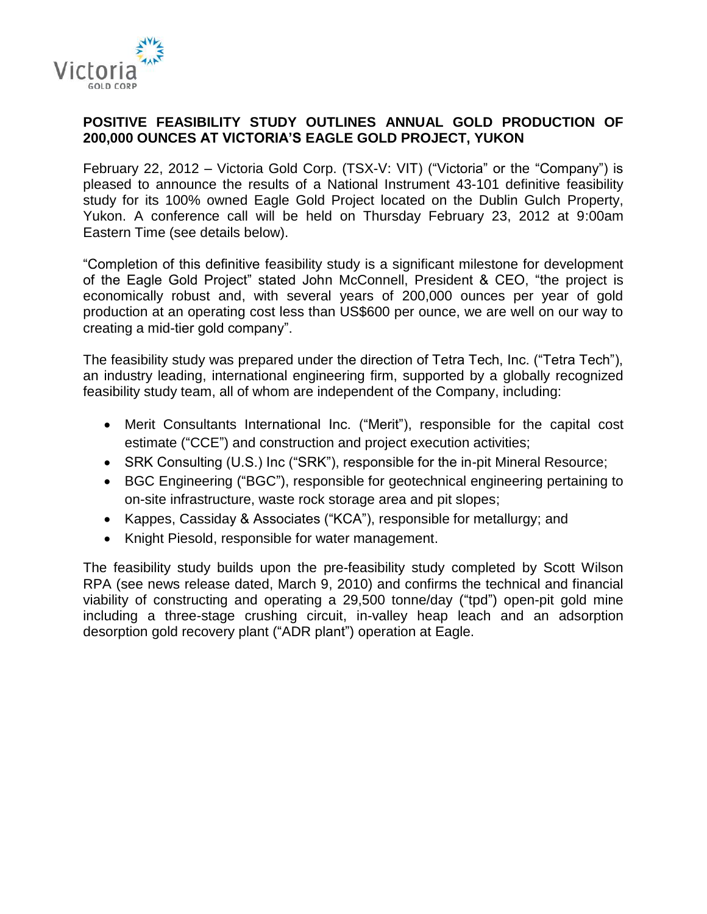Victoria GOLD CORP

**POSITIVE FEASIBILITY STUDY OUTLINES ANNUAL GOLD PRODUCTION OF 200,000 OUNCES AT VICTORIA'S EAGLE GOLD PROJECT, YUKON**

February 22, 2012 – Victoria Gold Corp. (TSX-V: VIT) ("Victoria" or the "Company") is pleased to announce the results of a National Instrument 43-101 definitive feasibility study for its 100% owned Eagle Gold Project located on the Dublin Gulch Property, Yukon. A conference call will be held on Thursday February 23, 2012 at 9:00am Eastern Time (see details below).

"Completion of this definitive feasibility study is a significant milestone for development of the Eagle Gold Project" stated John McConnell, President & CEO, "the project is economically robust and, with several years of 200,000 ounces per year of gold production at an operating cost less than US$600 per ounce, we are well on our way to creating a mid-tier gold company".

The feasibility study was prepared under the direction of Tetra Tech, Inc. ("Tetra Tech"), an industry leading, international engineering firm, supported by a globally recognized feasibility study team, all of whom are independent of the Company, including:

- Merit Consultants International Inc. ("Merit"), responsible for the capital cost estimate ("CCE") and construction and project execution activities;
- SRK Consulting (U.S.) Inc ("SRK"), responsible for the in-pit Mineral Resource;
- BGC Engineering ("BGC"), responsible for geotechnical engineering pertaining to on-site infrastructure, waste rock storage area and pit slopes;
- Kappes, Cassiday & Associates ("KCA"), responsible for metallurgy; and
- Knight Piesold, responsible for water management.

The feasibility study builds upon the pre-feasibility study completed by Scott Wilson RPA (see news release dated, March 9, 2010) and confirms the technical and financial viability of constructing and operating a 29,500 tonne/day ("tpd") open-pit gold mine including a three-stage crushing circuit, in-valley heap leach and an adsorption desorption gold recovery plant ("ADR plant") operation at Eagle.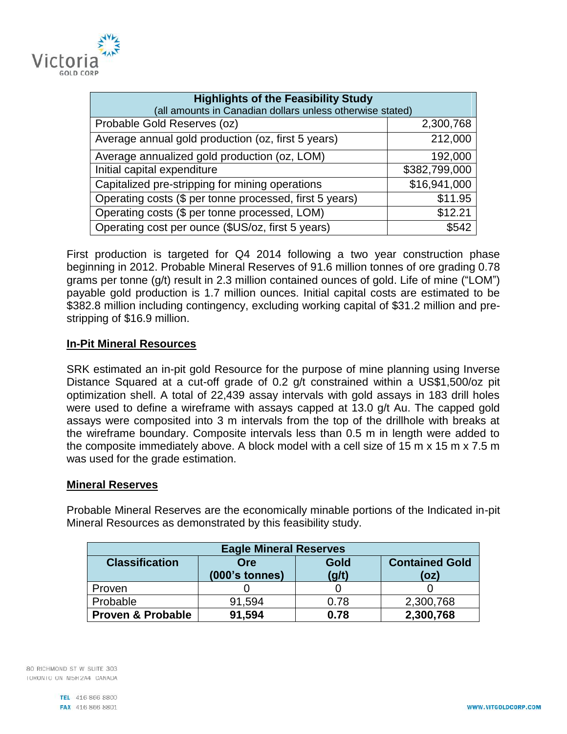| Highlights of the Feasibility Study (all amounts in Canadian dollars unless otherwise stated) | |
|---|---|
| Probable Gold Reserves (oz) | 2,300,768 |
| Average annual gold production (oz, first 5 years) | 212,000 |
| Average annualized gold production (oz, LOM) | 192,000 |
| Initial capital expenditure | $382,799,000 |
| Capitalized pre-stripping for mining operations | $16,941,000 |
| Operating costs ($ per tonne processed, first 5 years) | $11.95 |
| Operating costs ($ per tonne processed, LOM) | $12.21 |
| Operating cost per ounce ($US/oz, first 5 years) | $542 |

First production is targeted for Q4 2014 following a two year construction phase beginning in 2012. Probable Mineral Reserves of 91.6 million tonnes of ore grading 0.78 grams per tonne (g/t) result in 2.3 million contained ounces of gold. Life of mine ("LOM") payable gold production is 1.7 million ounces. Initial capital costs are estimated to be $382.8 million including contingency, excluding working capital of $31.2 million and pre-stripping of $16.9 million.

## In-Pit Mineral Resources

SRK estimated an in-pit gold Resource for the purpose of mine planning using Inverse Distance Squared at a cut-off grade of 0.2 g/t constrained within a US$1,500/oz pit optimization shell. A total of 22,439 assay intervals with gold assays in 183 drill holes were used to define a wireframe with assays capped at 13.0 g/t Au. The capped gold assays were composited into 3 m intervals from the top of the drillhole with breaks at the wireframe boundary. Composite intervals less than 0.5 m in length were added to the composite immediately above. A block model with a cell size of 15 m x 15 m x 7.5 m was used for the grade estimation.

## Mineral Reserves

Probable Mineral Reserves are the economically minable portions of the Indicated in-pit Mineral Resources as demonstrated by this feasibility study.

| Eagle Mineral Reserves | | | |
|---|---|---|---|
| **Classification** | **Ore (000's tonnes)** | **Gold (g/t)** | **Contained Gold (oz)** |
| Proven | 0 | 0 | 0 |
| Probable | 91,594 | 0.78 | 2,300,768 |
| **Proven & Probable** | **91,594** | **0.78** | **2,300,768** |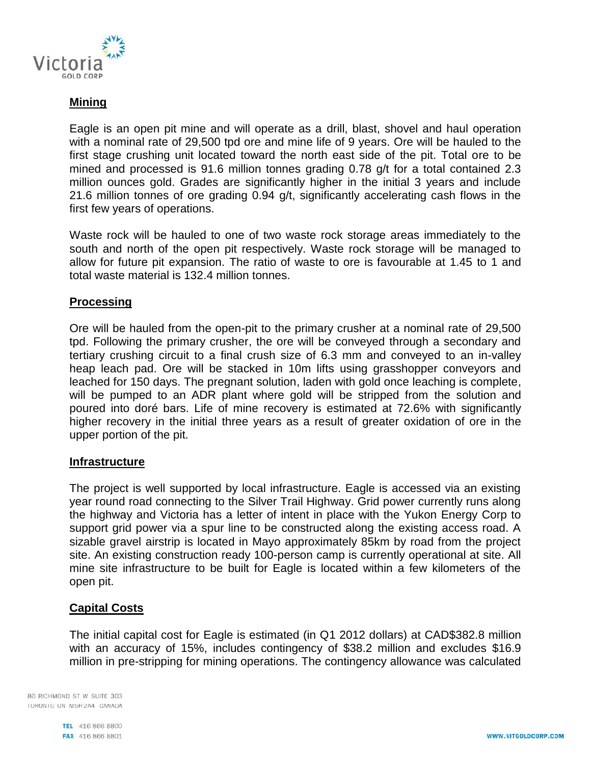## Mining

Eagle is an open pit mine and will operate as a drill, blast, shovel and haul operation with a nominal rate of 29,500 tpd ore and mine life of 9 years. Ore will be hauled to the first stage crushing unit located toward the north east side of the pit. Total ore to be mined and processed is 91.6 million tonnes grading 0.78 g/t for a total contained 2.3 million ounces gold. Grades are significantly higher in the initial 3 years and include 21.6 million tonnes of ore grading 0.94 g/t, significantly accelerating cash flows in the first few years of operations.

Waste rock will be hauled to one of two waste rock storage areas immediately to the south and north of the open pit respectively. Waste rock storage will be managed to allow for future pit expansion. The ratio of waste to ore is favourable at 1.45 to 1 and total waste material is 132.4 million tonnes.

## Processing

Ore will be hauled from the open-pit to the primary crusher at a nominal rate of 29,500 tpd. Following the primary crusher, the ore will be conveyed through a secondary and tertiary crushing circuit to a final crush size of 6.3 mm and conveyed to an in-valley heap leach pad. Ore will be stacked in 10m lifts using grasshopper conveyors and leached for 150 days. The pregnant solution, laden with gold once leaching is complete, will be pumped to an ADR plant where gold will be stripped from the solution and poured into doré bars. Life of mine recovery is estimated at 72.6% with significantly higher recovery in the initial three years as a result of greater oxidation of ore in the upper portion of the pit.

## Infrastructure

The project is well supported by local infrastructure. Eagle is accessed via an existing year round road connecting to the Silver Trail Highway. Grid power currently runs along the highway and Victoria has a letter of intent in place with the Yukon Energy Corp to support grid power via a spur line to be constructed along the existing access road. A sizable gravel airstrip is located in Mayo approximately 85km by road from the project site. An existing construction ready 100-person camp is currently operational at site. All mine site infrastructure to be built for Eagle is located within a few kilometers of the open pit.

## Capital Costs

The initial capital cost for Eagle is estimated (in Q1 2012 dollars) at CAD$382.8 million with an accuracy of 15%, includes contingency of $38.2 million and excludes $16.9 million in pre-stripping for mining operations. The contingency allowance was calculated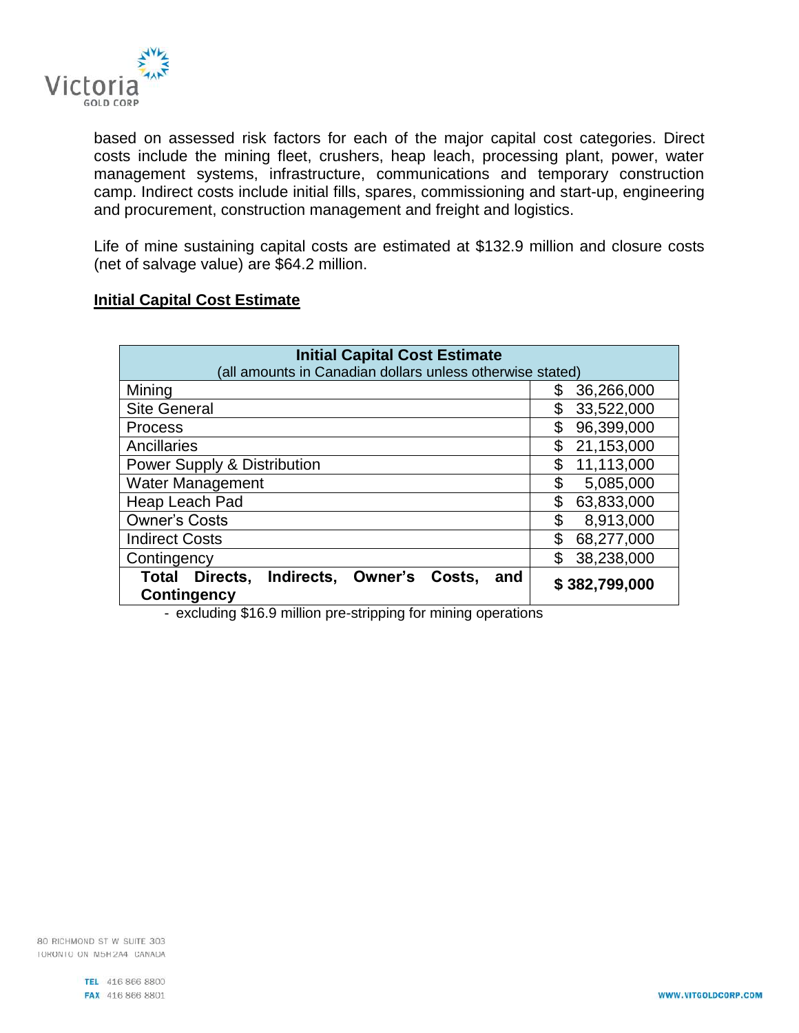based on assessed risk factors for each of the major capital cost categories. Direct costs include the mining fleet, crushers, heap leach, processing plant, power, water management systems, infrastructure, communications and temporary construction camp. Indirect costs include initial fills, spares, commissioning and start-up, engineering and procurement, construction management and freight and logistics.

Life of mine sustaining capital costs are estimated at $132.9 million and closure costs (net of salvage value) are $64.2 million.

**Initial Capital Cost Estimate**

| **Initial Capital Cost Estimate**<br>(all amounts in Canadian dollars unless otherwise stated) | |
|---|---|
| Mining | $ 36,266,000 |
| Site General | $ 33,522,000 |
| Process | $ 96,399,000 |
| Ancillaries | $ 21,153,000 |
| Power Supply & Distribution | $ 11,113,000 |
| Water Management | $ 5,085,000 |
| Heap Leach Pad | $ 63,833,000 |
| Owner's Costs | $ 8,913,000 |
| Indirect Costs | $ 68,277,000 |
| Contingency | $ 38,238,000 |
| **Total Directs, Indirects, Owner's Costs, and Contingency** | **$ 382,799,000** |

- excluding $16.9 million pre-stripping for mining operations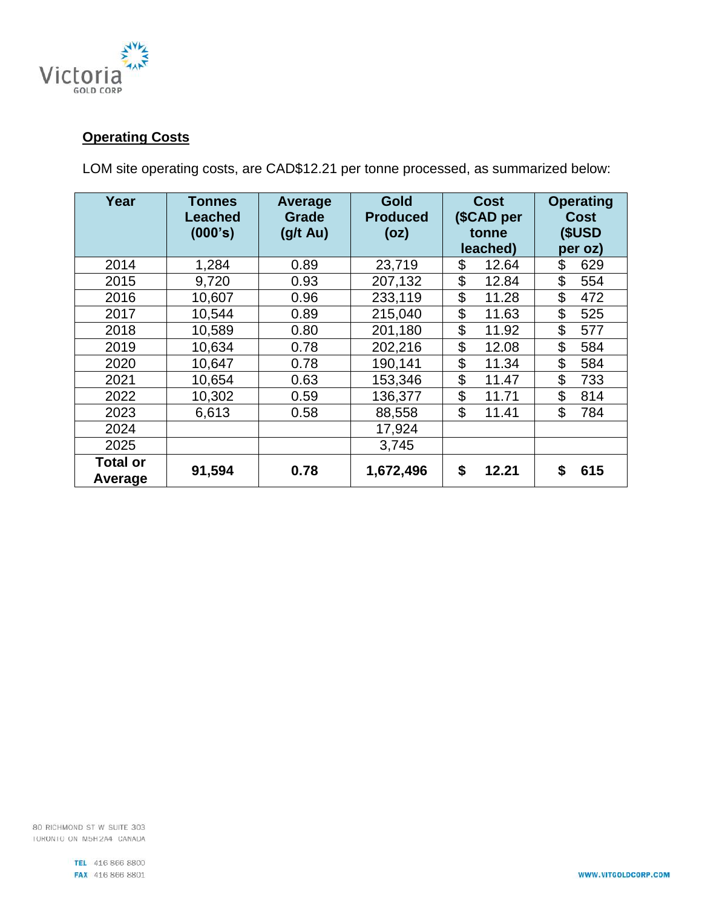**Operating Costs**

LOM site operating costs, are CAD$12.21 per tonne processed, as summarized below:

| Year | Tonnes Leached (000's) | Average Grade (g/t Au) | Gold Produced (oz) | Cost ($CAD per tonne leached) | Operating Cost ($USD per oz) |
|---|---|---|---|---|---|
| 2014 | 1,284 | 0.89 | 23,719 | $ 12.64 | $ 629 |
| 2015 | 9,720 | 0.93 | 207,132 | $ 12.84 | $ 554 |
| 2016 | 10,607 | 0.96 | 233,119 | $ 11.28 | $ 472 |
| 2017 | 10,544 | 0.89 | 215,040 | $ 11.63 | $ 525 |
| 2018 | 10,589 | 0.80 | 201,180 | $ 11.92 | $ 577 |
| 2019 | 10,634 | 0.78 | 202,216 | $ 12.08 | $ 584 |
| 2020 | 10,647 | 0.78 | 190,141 | $ 11.34 | $ 584 |
| 2021 | 10,654 | 0.63 | 153,346 | $ 11.47 | $ 733 |
| 2022 | 10,302 | 0.59 | 136,377 | $ 11.71 | $ 814 |
| 2023 | 6,613 | 0.58 | 88,558 | $ 11.41 | $ 784 |
| 2024 | | | 17,924 | | |
| 2025 | | | 3,745 | | |
| **Total or Average** | **91,594** | **0.78** | **1,672,496** | **$ 12.21** | **$ 615** |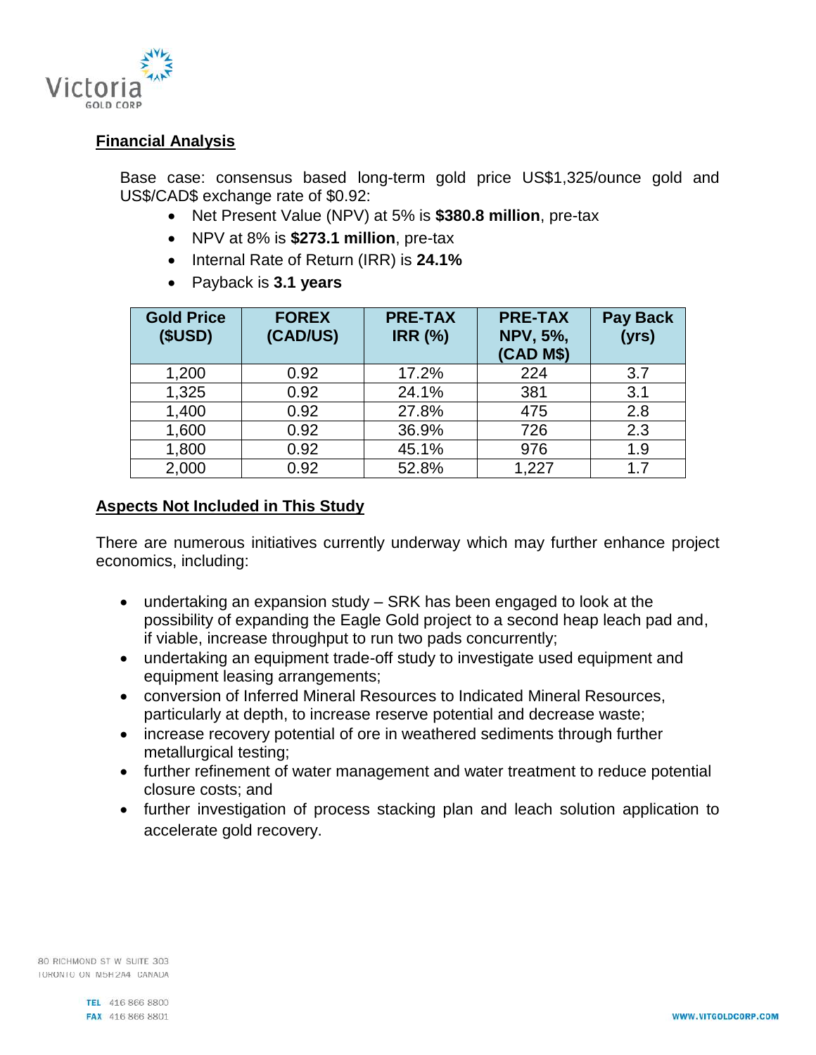## Financial Analysis

Base case: consensus based long-term gold price US$1,325/ounce gold and US$/CAD$ exchange rate of $0.92:

- Net Present Value (NPV) at 5% is **$380.8 million**, pre-tax
- NPV at 8% is **$273.1 million**, pre-tax
- Internal Rate of Return (IRR) is **24.1%**
- Payback is **3.1 years**

| Gold Price ($USD) | FOREX (CAD/US) | PRE-TAX IRR (%) | PRE-TAX NPV, 5%, (CAD M$) | Pay Back (yrs) |
|---|---|---|---|---|
| 1,200 | 0.92 | 17.2% | 224 | 3.7 |
| 1,325 | 0.92 | 24.1% | 381 | 3.1 |
| 1,400 | 0.92 | 27.8% | 475 | 2.8 |
| 1,600 | 0.92 | 36.9% | 726 | 2.3 |
| 1,800 | 0.92 | 45.1% | 976 | 1.9 |
| 2,000 | 0.92 | 52.8% | 1,227 | 1.7 |

## Aspects Not Included in This Study

There are numerous initiatives currently underway which may further enhance project economics, including:

- undertaking an expansion study – SRK has been engaged to look at the possibility of expanding the Eagle Gold project to a second heap leach pad and, if viable, increase throughput to run two pads concurrently;
- undertaking an equipment trade-off study to investigate used equipment and equipment leasing arrangements;
- conversion of Inferred Mineral Resources to Indicated Mineral Resources, particularly at depth, to increase reserve potential and decrease waste;
- increase recovery potential of ore in weathered sediments through further metallurgical testing;
- further refinement of water management and water treatment to reduce potential closure costs; and
- further investigation of process stacking plan and leach solution application to accelerate gold recovery.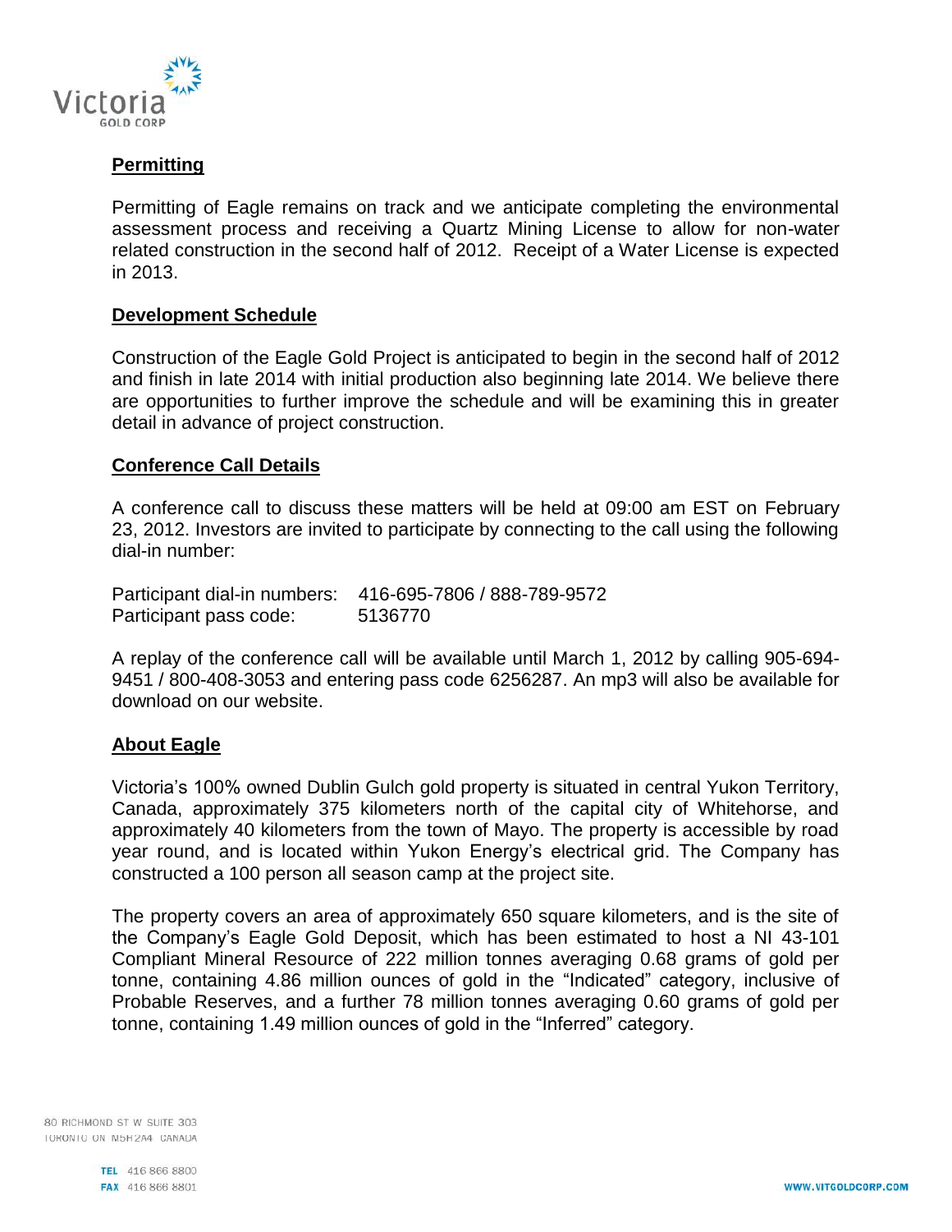## Permitting

Permitting of Eagle remains on track and we anticipate completing the environmental assessment process and receiving a Quartz Mining License to allow for non-water related construction in the second half of 2012. Receipt of a Water License is expected in 2013.

## Development Schedule

Construction of the Eagle Gold Project is anticipated to begin in the second half of 2012 and finish in late 2014 with initial production also beginning late 2014. We believe there are opportunities to further improve the schedule and will be examining this in greater detail in advance of project construction.

## Conference Call Details

A conference call to discuss these matters will be held at 09:00 am EST on February 23, 2012. Investors are invited to participate by connecting to the call using the following dial-in number:

Participant dial-in numbers: 416-695-7806 / 888-789-9572
Participant pass code: 5136770

A replay of the conference call will be available until March 1, 2012 by calling 905-694-9451 / 800-408-3053 and entering pass code 6256287. An mp3 will also be available for download on our website.

## About Eagle

Victoria's 100% owned Dublin Gulch gold property is situated in central Yukon Territory, Canada, approximately 375 kilometers north of the capital city of Whitehorse, and approximately 40 kilometers from the town of Mayo. The property is accessible by road year round, and is located within Yukon Energy's electrical grid. The Company has constructed a 100 person all season camp at the project site.

The property covers an area of approximately 650 square kilometers, and is the site of the Company's Eagle Gold Deposit, which has been estimated to host a NI 43-101 Compliant Mineral Resource of 222 million tonnes averaging 0.68 grams of gold per tonne, containing 4.86 million ounces of gold in the "Indicated" category, inclusive of Probable Reserves, and a further 78 million tonnes averaging 0.60 grams of gold per tonne, containing 1.49 million ounces of gold in the "Inferred" category.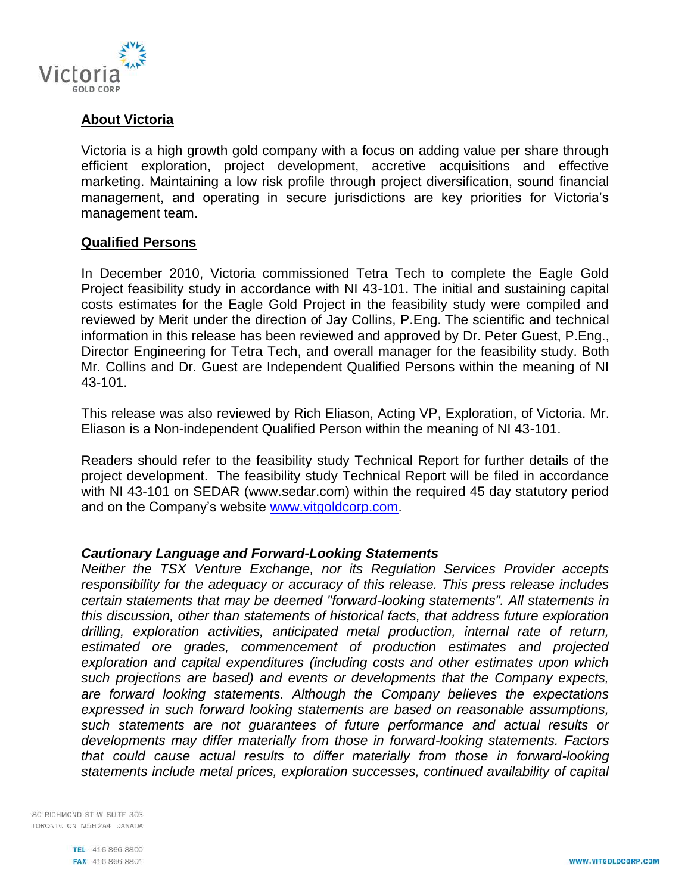## About Victoria

Victoria is a high growth gold company with a focus on adding value per share through efficient exploration, project development, accretive acquisitions and effective marketing. Maintaining a low risk profile through project diversification, sound financial management, and operating in secure jurisdictions are key priorities for Victoria's management team.

## Qualified Persons

In December 2010, Victoria commissioned Tetra Tech to complete the Eagle Gold Project feasibility study in accordance with NI 43-101. The initial and sustaining capital costs estimates for the Eagle Gold Project in the feasibility study were compiled and reviewed by Merit under the direction of Jay Collins, P.Eng. The scientific and technical information in this release has been reviewed and approved by Dr. Peter Guest, P.Eng., Director Engineering for Tetra Tech, and overall manager for the feasibility study. Both Mr. Collins and Dr. Guest are Independent Qualified Persons within the meaning of NI 43-101.

This release was also reviewed by Rich Eliason, Acting VP, Exploration, of Victoria. Mr. Eliason is a Non-independent Qualified Person within the meaning of NI 43-101.

Readers should refer to the feasibility study Technical Report for further details of the project development. The feasibility study Technical Report will be filed in accordance with NI 43-101 on SEDAR (www.sedar.com) within the required 45 day statutory period and on the Company's website www.vitgoldcorp.com.

### *Cautionary Language and Forward-Looking Statements*

*Neither the TSX Venture Exchange, nor its Regulation Services Provider accepts responsibility for the adequacy or accuracy of this release. This press release includes certain statements that may be deemed "forward-looking statements". All statements in this discussion, other than statements of historical facts, that address future exploration drilling, exploration activities, anticipated metal production, internal rate of return, estimated ore grades, commencement of production estimates and projected exploration and capital expenditures (including costs and other estimates upon which such projections are based) and events or developments that the Company expects, are forward looking statements. Although the Company believes the expectations expressed in such forward looking statements are based on reasonable assumptions, such statements are not guarantees of future performance and actual results or developments may differ materially from those in forward-looking statements. Factors that could cause actual results to differ materially from those in forward-looking statements include metal prices, exploration successes, continued availability of capital*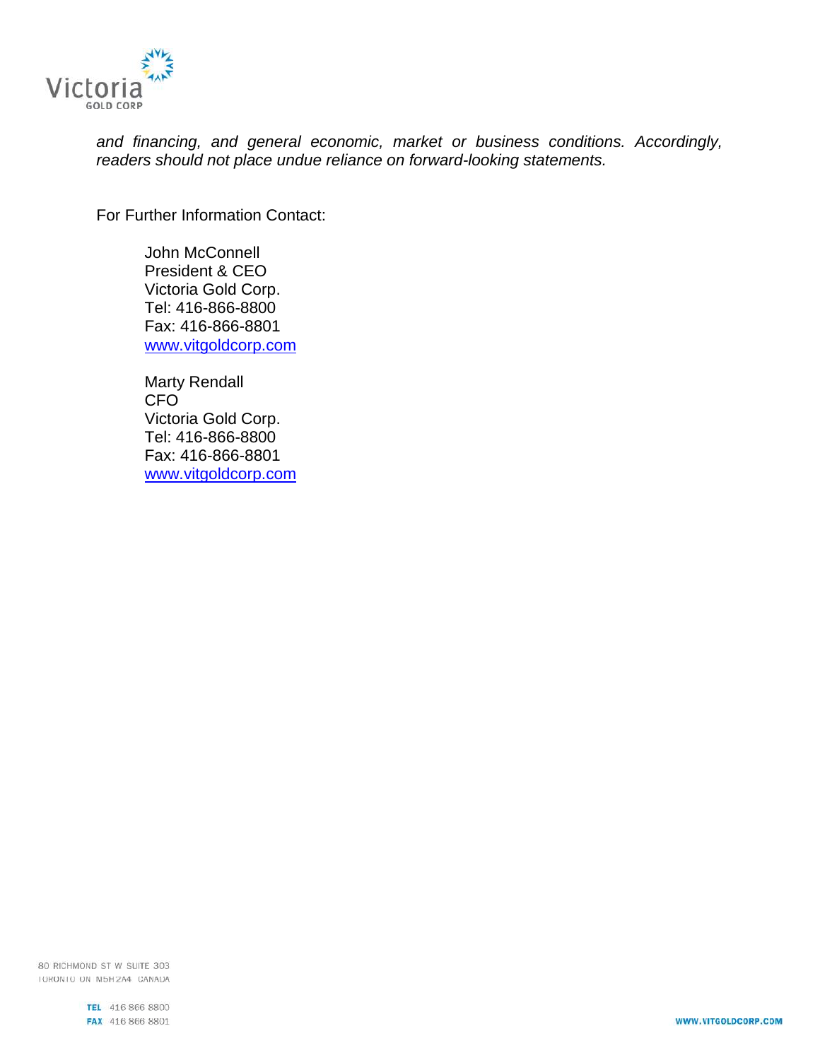*and financing, and general economic, market or business conditions. Accordingly, readers should not place undue reliance on forward-looking statements.*

For Further Information Contact:

John McConnell
President & CEO
Victoria Gold Corp.
Tel: 416-866-8800
Fax: 416-866-8801
www.vitgoldcorp.com

Marty Rendall
CFO
Victoria Gold Corp.
Tel: 416-866-8800
Fax: 416-866-8801
www.vitgoldcorp.com